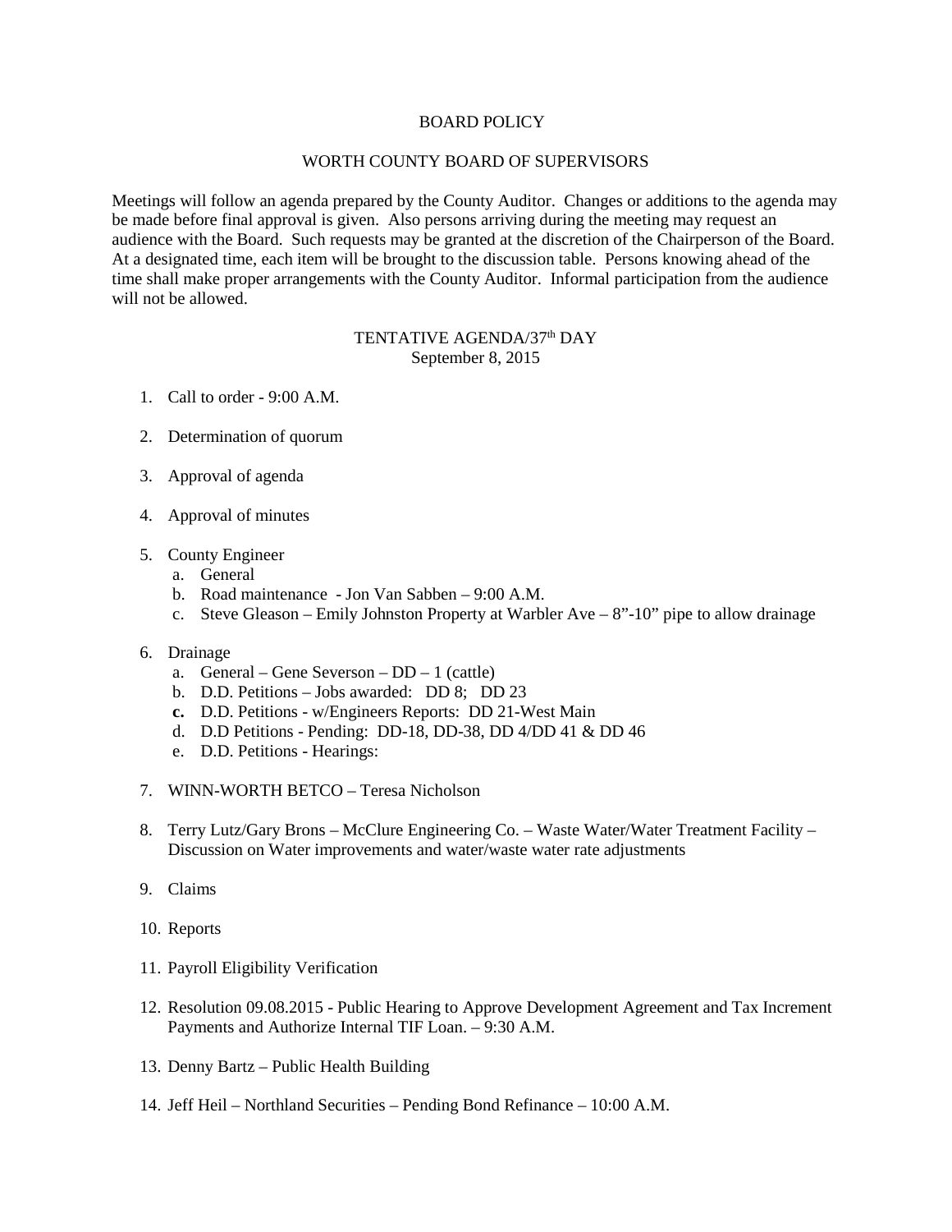# BOARD POLICY

## WORTH COUNTY BOARD OF SUPERVISORS

Meetings will follow an agenda prepared by the County Auditor. Changes or additions to the agenda may be made before final approval is given. Also persons arriving during the meeting may request an audience with the Board. Such requests may be granted at the discretion of the Chairperson of the Board. At a designated time, each item will be brought to the discussion table. Persons knowing ahead of the time shall make proper arrangements with the County Auditor. Informal participation from the audience will not be allowed.

### TENTATIVE AGENDA/37th DAY
September 8, 2015

1. Call to order - 9:00 A.M.

2. Determination of quorum

3. Approval of agenda

4. Approval of minutes

5. County Engineer
   a. General
   b. Road maintenance - Jon Van Sabben – 9:00 A.M.
   c. Steve Gleason – Emily Johnston Property at Warbler Ave – 8"-10" pipe to allow drainage

6. Drainage
   a. General – Gene Severson – DD – 1 (cattle)
   b. D.D. Petitions – Jobs awarded: DD 8; DD 23
   **c.** D.D. Petitions - w/Engineers Reports: DD 21-West Main
   d. D.D Petitions - Pending: DD-18, DD-38, DD 4/DD 41 & DD 46
   e. D.D. Petitions - Hearings:

7. WINN-WORTH BETCO – Teresa Nicholson

8. Terry Lutz/Gary Brons – McClure Engineering Co. – Waste Water/Water Treatment Facility – Discussion on Water improvements and water/waste water rate adjustments

9. Claims

10. Reports

11. Payroll Eligibility Verification

12. Resolution 09.08.2015 - Public Hearing to Approve Development Agreement and Tax Increment Payments and Authorize Internal TIF Loan. – 9:30 A.M.

13. Denny Bartz – Public Health Building

14. Jeff Heil – Northland Securities – Pending Bond Refinance – 10:00 A.M.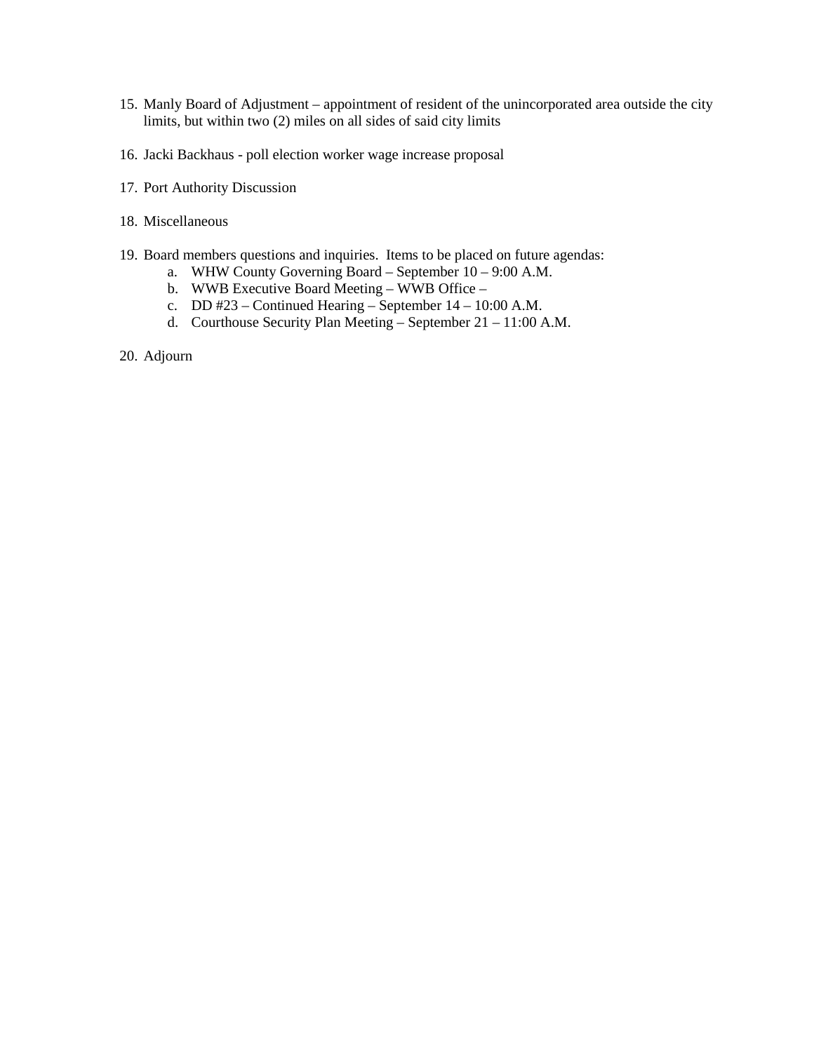15. Manly Board of Adjustment – appointment of resident of the unincorporated area outside the city limits, but within two (2) miles on all sides of said city limits

16. Jacki Backhaus - poll election worker wage increase proposal

17. Port Authority Discussion

18. Miscellaneous

19. Board members questions and inquiries. Items to be placed on future agendas:
    a. WHW County Governing Board – September 10 – 9:00 A.M.
    b. WWB Executive Board Meeting – WWB Office –
    c. DD #23 – Continued Hearing – September 14 – 10:00 A.M.
    d. Courthouse Security Plan Meeting – September 21 – 11:00 A.M.

20. Adjourn